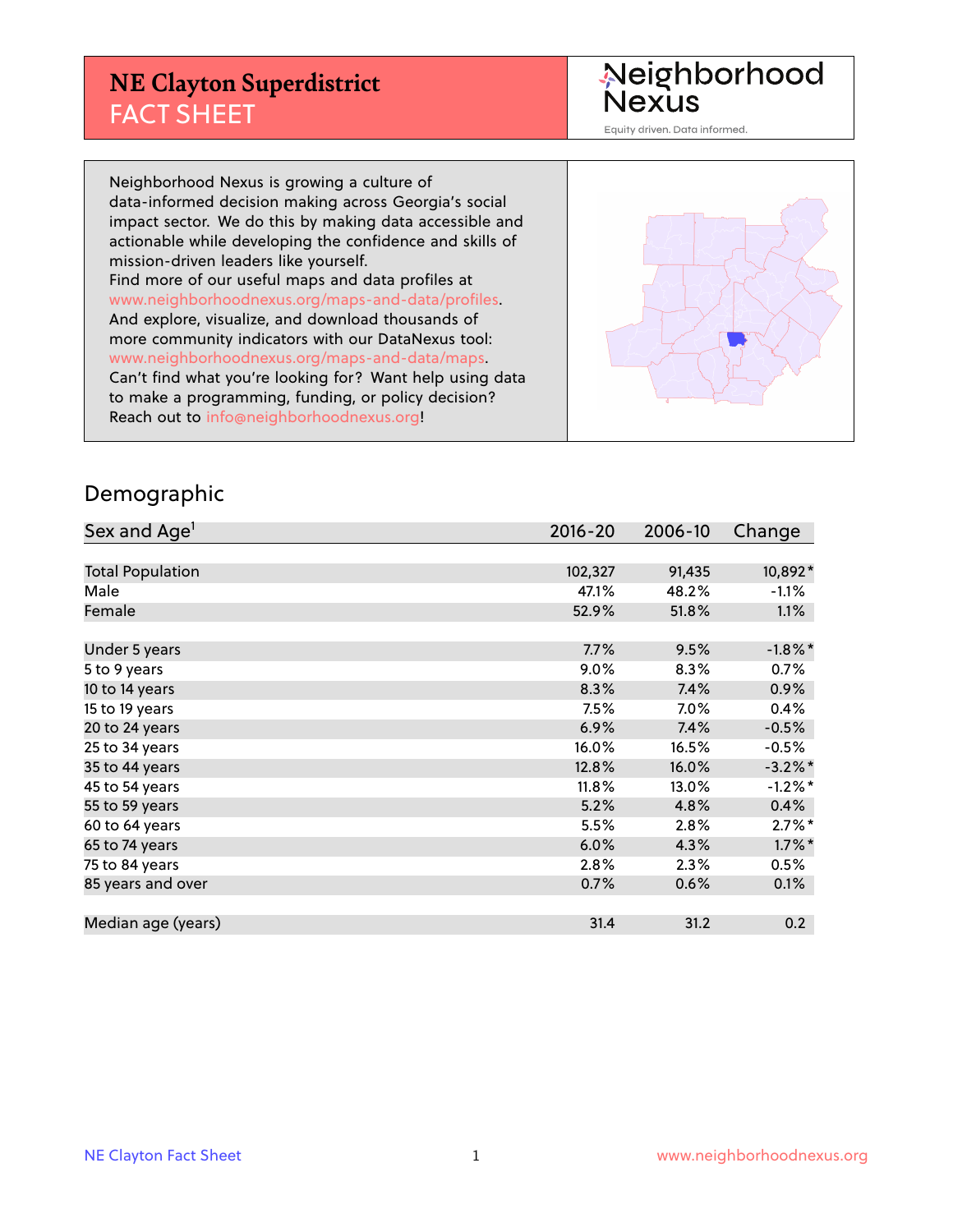# NE Clayton Superdistrict
## FACT SHEET

Neighborhood Nexus
Equity driven. Data informed.

Neighborhood Nexus is growing a culture of data-informed decision making across Georgia's social impact sector. We do this by making data accessible and actionable while developing the confidence and skills of mission-driven leaders like yourself.
Find more of our useful maps and data profiles at www.neighborhoodnexus.org/maps-and-data/profiles.
And explore, visualize, and download thousands of more community indicators with our DataNexus tool: www.neighborhoodnexus.org/maps-and-data/maps.
Can't find what you're looking for? Want help using data to make a programming, funding, or policy decision? Reach out to info@neighborhoodnexus.org!

## Demographic

| Sex and Age[1] | 2016-20 | 2006-10 | Change |
|---|---|---|---|
| Total Population | 102,327 | 91,435 | 10,892* |
| Male | 47.1% | 48.2% | -1.1% |
| Female | 52.9% | 51.8% | 1.1% |
| | | | |
| Under 5 years | 7.7% | 9.5% | -1.8%* |
| 5 to 9 years | 9.0% | 8.3% | 0.7% |
| 10 to 14 years | 8.3% | 7.4% | 0.9% |
| 15 to 19 years | 7.5% | 7.0% | 0.4% |
| 20 to 24 years | 6.9% | 7.4% | -0.5% |
| 25 to 34 years | 16.0% | 16.5% | -0.5% |
| 35 to 44 years | 12.8% | 16.0% | -3.2%* |
| 45 to 54 years | 11.8% | 13.0% | -1.2%* |
| 55 to 59 years | 5.2% | 4.8% | 0.4% |
| 60 to 64 years | 5.5% | 2.8% | 2.7%* |
| 65 to 74 years | 6.0% | 4.3% | 1.7%* |
| 75 to 84 years | 2.8% | 2.3% | 0.5% |
| 85 years and over | 0.7% | 0.6% | 0.1% |
| | | | |
| Median age (years) | 31.4 | 31.2 | 0.2 |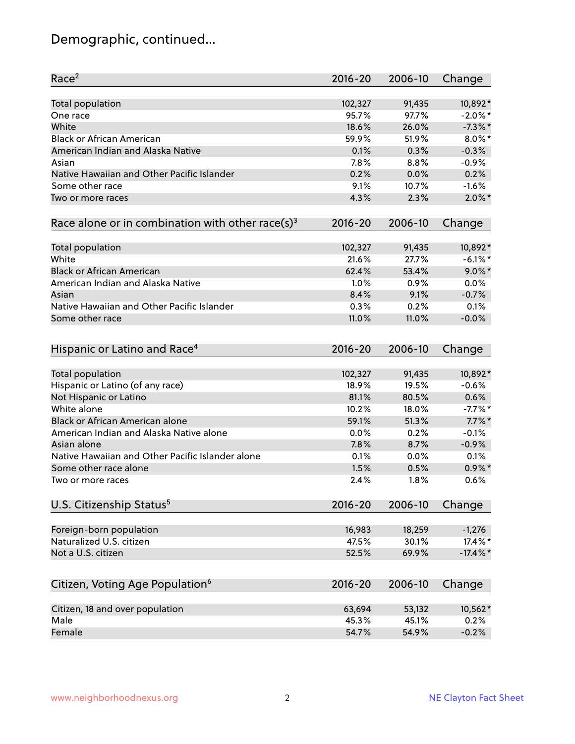# Demographic, continued...

| Race[2] | 2016-20 | 2006-10 | Change |
|---|---|---|---|
| Total population | 102,327 | 91,435 | 10,892* |
| One race | 95.7% | 97.7% | -2.0%* |
| White | 18.6% | 26.0% | -7.3%* |
| Black or African American | 59.9% | 51.9% | 8.0%* |
| American Indian and Alaska Native | 0.1% | 0.3% | -0.3% |
| Asian | 7.8% | 8.8% | -0.9% |
| Native Hawaiian and Other Pacific Islander | 0.2% | 0.0% | 0.2% |
| Some other race | 9.1% | 10.7% | -1.6% |
| Two or more races | 4.3% | 2.3% | 2.0%* |

| Race alone or in combination with other race(s)[3] | 2016-20 | 2006-10 | Change |
|---|---|---|---|
| Total population | 102,327 | 91,435 | 10,892* |
| White | 21.6% | 27.7% | -6.1%* |
| Black or African American | 62.4% | 53.4% | 9.0%* |
| American Indian and Alaska Native | 1.0% | 0.9% | 0.0% |
| Asian | 8.4% | 9.1% | -0.7% |
| Native Hawaiian and Other Pacific Islander | 0.3% | 0.2% | 0.1% |
| Some other race | 11.0% | 11.0% | -0.0% |

| Hispanic or Latino and Race[4] | 2016-20 | 2006-10 | Change |
|---|---|---|---|
| Total population | 102,327 | 91,435 | 10,892* |
| Hispanic or Latino (of any race) | 18.9% | 19.5% | -0.6% |
| Not Hispanic or Latino | 81.1% | 80.5% | 0.6% |
| White alone | 10.2% | 18.0% | -7.7%* |
| Black or African American alone | 59.1% | 51.3% | 7.7%* |
| American Indian and Alaska Native alone | 0.0% | 0.2% | -0.1% |
| Asian alone | 7.8% | 8.7% | -0.9% |
| Native Hawaiian and Other Pacific Islander alone | 0.1% | 0.0% | 0.1% |
| Some other race alone | 1.5% | 0.5% | 0.9%* |
| Two or more races | 2.4% | 1.8% | 0.6% |

| U.S. Citizenship Status[5] | 2016-20 | 2006-10 | Change |
|---|---|---|---|
| Foreign-born population | 16,983 | 18,259 | -1,276 |
| Naturalized U.S. citizen | 47.5% | 30.1% | 17.4%* |
| Not a U.S. citizen | 52.5% | 69.9% | -17.4%* |

| Citizen, Voting Age Population[6] | 2016-20 | 2006-10 | Change |
|---|---|---|---|
| Citizen, 18 and over population | 63,694 | 53,132 | 10,562* |
| Male | 45.3% | 45.1% | 0.2% |
| Female | 54.7% | 54.9% | -0.2% |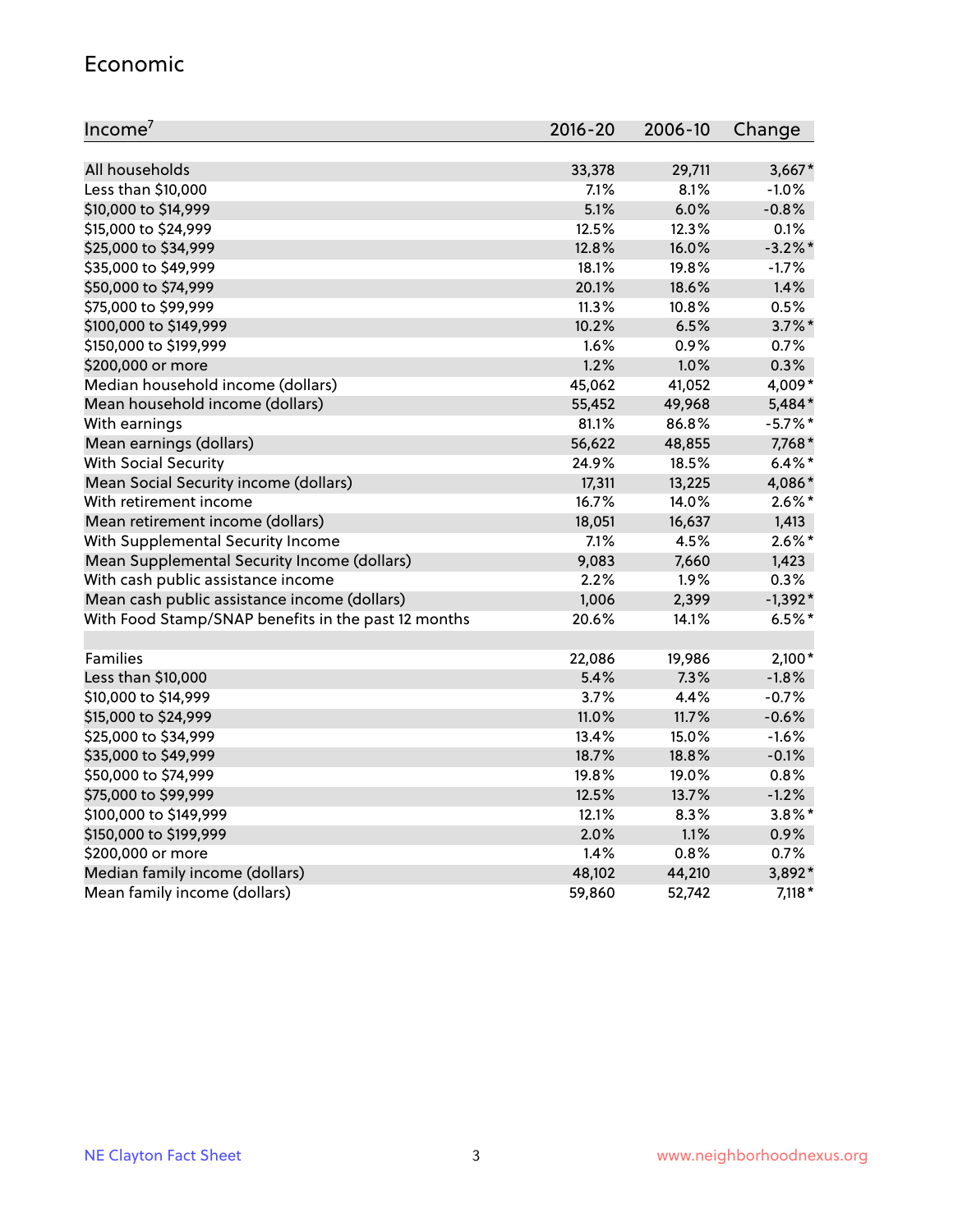## Economic

| Income[7] | 2016-20 | 2006-10 | Change |
|---|---|---|---|
| All households | 33,378 | 29,711 | 3,667* |
| Less than $10,000 | 7.1% | 8.1% | -1.0% |
| $10,000 to $14,999 | 5.1% | 6.0% | -0.8% |
| $15,000 to $24,999 | 12.5% | 12.3% | 0.1% |
| $25,000 to $34,999 | 12.8% | 16.0% | -3.2%* |
| $35,000 to $49,999 | 18.1% | 19.8% | -1.7% |
| $50,000 to $74,999 | 20.1% | 18.6% | 1.4% |
| $75,000 to $99,999 | 11.3% | 10.8% | 0.5% |
| $100,000 to $149,999 | 10.2% | 6.5% | 3.7%* |
| $150,000 to $199,999 | 1.6% | 0.9% | 0.7% |
| $200,000 or more | 1.2% | 1.0% | 0.3% |
| Median household income (dollars) | 45,062 | 41,052 | 4,009* |
| Mean household income (dollars) | 55,452 | 49,968 | 5,484* |
| With earnings | 81.1% | 86.8% | -5.7%* |
| Mean earnings (dollars) | 56,622 | 48,855 | 7,768* |
| With Social Security | 24.9% | 18.5% | 6.4%* |
| Mean Social Security income (dollars) | 17,311 | 13,225 | 4,086* |
| With retirement income | 16.7% | 14.0% | 2.6%* |
| Mean retirement income (dollars) | 18,051 | 16,637 | 1,413 |
| With Supplemental Security Income | 7.1% | 4.5% | 2.6%* |
| Mean Supplemental Security Income (dollars) | 9,083 | 7,660 | 1,423 |
| With cash public assistance income | 2.2% | 1.9% | 0.3% |
| Mean cash public assistance income (dollars) | 1,006 | 2,399 | -1,392* |
| With Food Stamp/SNAP benefits in the past 12 months | 20.6% | 14.1% | 6.5%* |
| | | | |
| Families | 22,086 | 19,986 | 2,100* |
| Less than $10,000 | 5.4% | 7.3% | -1.8% |
| $10,000 to $14,999 | 3.7% | 4.4% | -0.7% |
| $15,000 to $24,999 | 11.0% | 11.7% | -0.6% |
| $25,000 to $34,999 | 13.4% | 15.0% | -1.6% |
| $35,000 to $49,999 | 18.7% | 18.8% | -0.1% |
| $50,000 to $74,999 | 19.8% | 19.0% | 0.8% |
| $75,000 to $99,999 | 12.5% | 13.7% | -1.2% |
| $100,000 to $149,999 | 12.1% | 8.3% | 3.8%* |
| $150,000 to $199,999 | 2.0% | 1.1% | 0.9% |
| $200,000 or more | 1.4% | 0.8% | 0.7% |
| Median family income (dollars) | 48,102 | 44,210 | 3,892* |
| Mean family income (dollars) | 59,860 | 52,742 | 7,118* |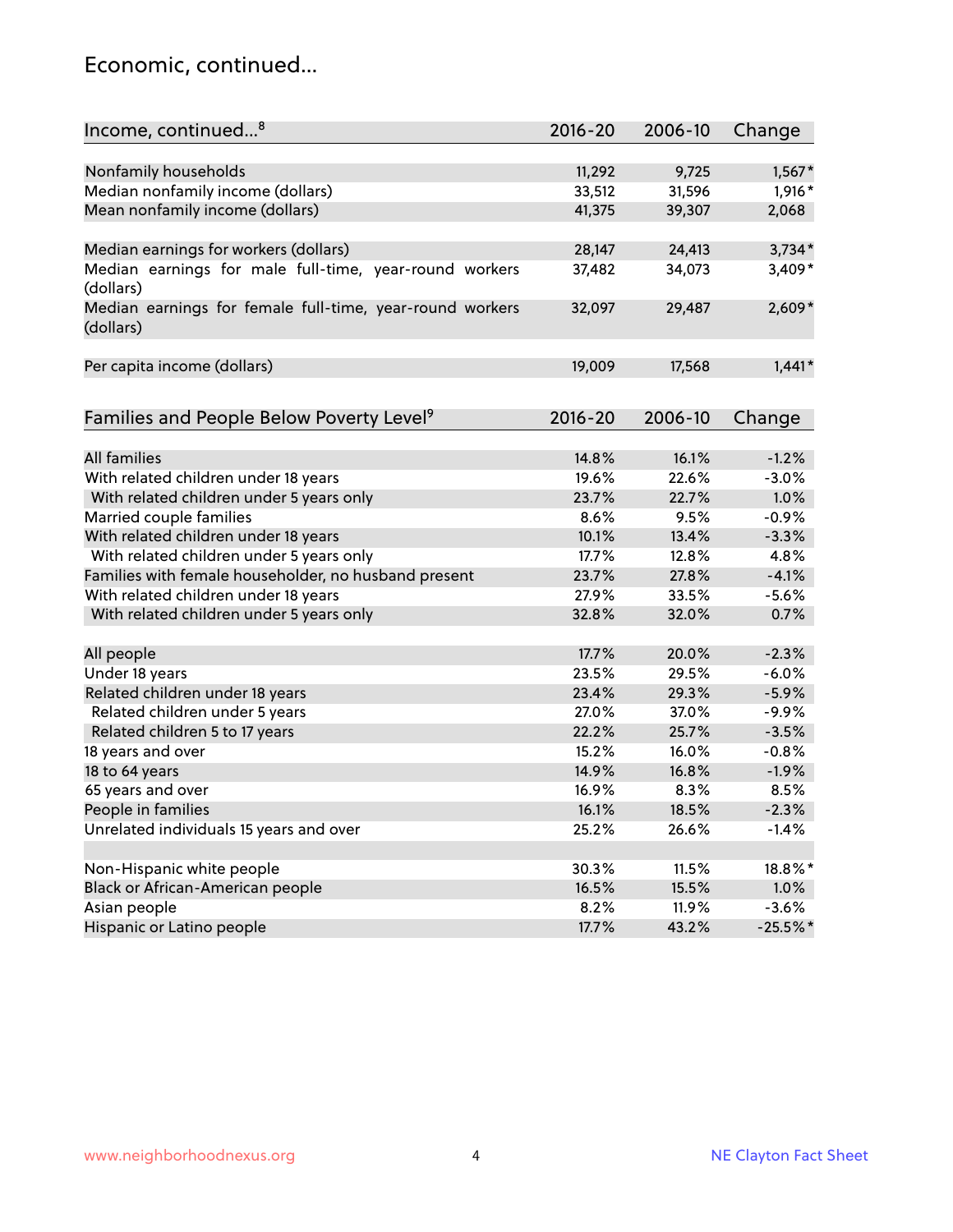## Economic, continued...

| Income, continued...[8] | 2016-20 | 2006-10 | Change |
|---|---|---|---|
| Nonfamily households | 11,292 | 9,725 | 1,567* |
| Median nonfamily income (dollars) | 33,512 | 31,596 | 1,916* |
| Mean nonfamily income (dollars) | 41,375 | 39,307 | 2,068 |
| Median earnings for workers (dollars) | 28,147 | 24,413 | 3,734* |
| Median earnings for male full-time, year-round workers (dollars) | 37,482 | 34,073 | 3,409* |
| Median earnings for female full-time, year-round workers (dollars) | 32,097 | 29,487 | 2,609* |
| Per capita income (dollars) | 19,009 | 17,568 | 1,441* |

| Families and People Below Poverty Level[9] | 2016-20 | 2006-10 | Change |
|---|---|---|---|
| All families | 14.8% | 16.1% | -1.2% |
| With related children under 18 years | 19.6% | 22.6% | -3.0% |
| With related children under 5 years only | 23.7% | 22.7% | 1.0% |
| Married couple families | 8.6% | 9.5% | -0.9% |
| With related children under 18 years | 10.1% | 13.4% | -3.3% |
| With related children under 5 years only | 17.7% | 12.8% | 4.8% |
| Families with female householder, no husband present | 23.7% | 27.8% | -4.1% |
| With related children under 18 years | 27.9% | 33.5% | -5.6% |
| With related children under 5 years only | 32.8% | 32.0% | 0.7% |
| All people | 17.7% | 20.0% | -2.3% |
| Under 18 years | 23.5% | 29.5% | -6.0% |
| Related children under 18 years | 23.4% | 29.3% | -5.9% |
| Related children under 5 years | 27.0% | 37.0% | -9.9% |
| Related children 5 to 17 years | 22.2% | 25.7% | -3.5% |
| 18 years and over | 15.2% | 16.0% | -0.8% |
| 18 to 64 years | 14.9% | 16.8% | -1.9% |
| 65 years and over | 16.9% | 8.3% | 8.5% |
| People in families | 16.1% | 18.5% | -2.3% |
| Unrelated individuals 15 years and over | 25.2% | 26.6% | -1.4% |
| Non-Hispanic white people | 30.3% | 11.5% | 18.8%* |
| Black or African-American people | 16.5% | 15.5% | 1.0% |
| Asian people | 8.2% | 11.9% | -3.6% |
| Hispanic or Latino people | 17.7% | 43.2% | -25.5%* |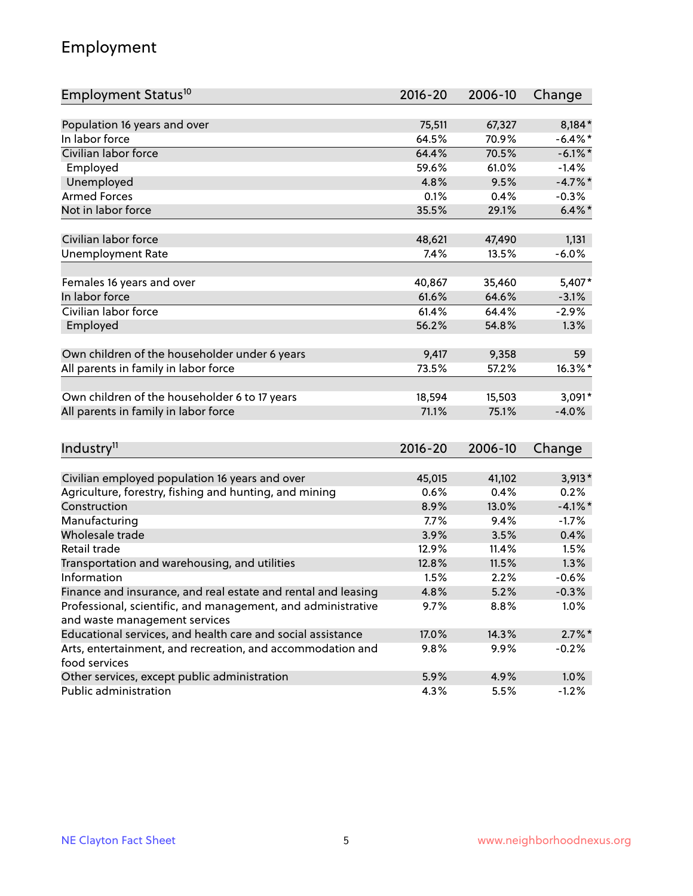# Employment

| Employment Status[10] | 2016-20 | 2006-10 | Change |
|---|---|---|---|
| Population 16 years and over | 75,511 | 67,327 | 8,184* |
| In labor force | 64.5% | 70.9% | -6.4%* |
| Civilian labor force | 64.4% | 70.5% | -6.1%* |
| Employed | 59.6% | 61.0% | -1.4% |
| Unemployed | 4.8% | 9.5% | -4.7%* |
| Armed Forces | 0.1% | 0.4% | -0.3% |
| Not in labor force | 35.5% | 29.1% | 6.4%* |
| | | | |
| Civilian labor force | 48,621 | 47,490 | 1,131 |
| Unemployment Rate | 7.4% | 13.5% | -6.0% |
| | | | |
| Females 16 years and over | 40,867 | 35,460 | 5,407* |
| In labor force | 61.6% | 64.6% | -3.1% |
| Civilian labor force | 61.4% | 64.4% | -2.9% |
| Employed | 56.2% | 54.8% | 1.3% |
| | | | |
| Own children of the householder under 6 years | 9,417 | 9,358 | 59 |
| All parents in family in labor force | 73.5% | 57.2% | 16.3%* |
| | | | |
| Own children of the householder 6 to 17 years | 18,594 | 15,503 | 3,091* |
| All parents in family in labor force | 71.1% | 75.1% | -4.0% |

| Industry[11] | 2016-20 | 2006-10 | Change |
|---|---|---|---|
| Civilian employed population 16 years and over | 45,015 | 41,102 | 3,913* |
| Agriculture, forestry, fishing and hunting, and mining | 0.6% | 0.4% | 0.2% |
| Construction | 8.9% | 13.0% | -4.1%* |
| Manufacturing | 7.7% | 9.4% | -1.7% |
| Wholesale trade | 3.9% | 3.5% | 0.4% |
| Retail trade | 12.9% | 11.4% | 1.5% |
| Transportation and warehousing, and utilities | 12.8% | 11.5% | 1.3% |
| Information | 1.5% | 2.2% | -0.6% |
| Finance and insurance, and real estate and rental and leasing | 4.8% | 5.2% | -0.3% |
| Professional, scientific, and management, and administrative and waste management services | 9.7% | 8.8% | 1.0% |
| Educational services, and health care and social assistance | 17.0% | 14.3% | 2.7%* |
| Arts, entertainment, and recreation, and accommodation and food services | 9.8% | 9.9% | -0.2% |
| Other services, except public administration | 5.9% | 4.9% | 1.0% |
| Public administration | 4.3% | 5.5% | -1.2% |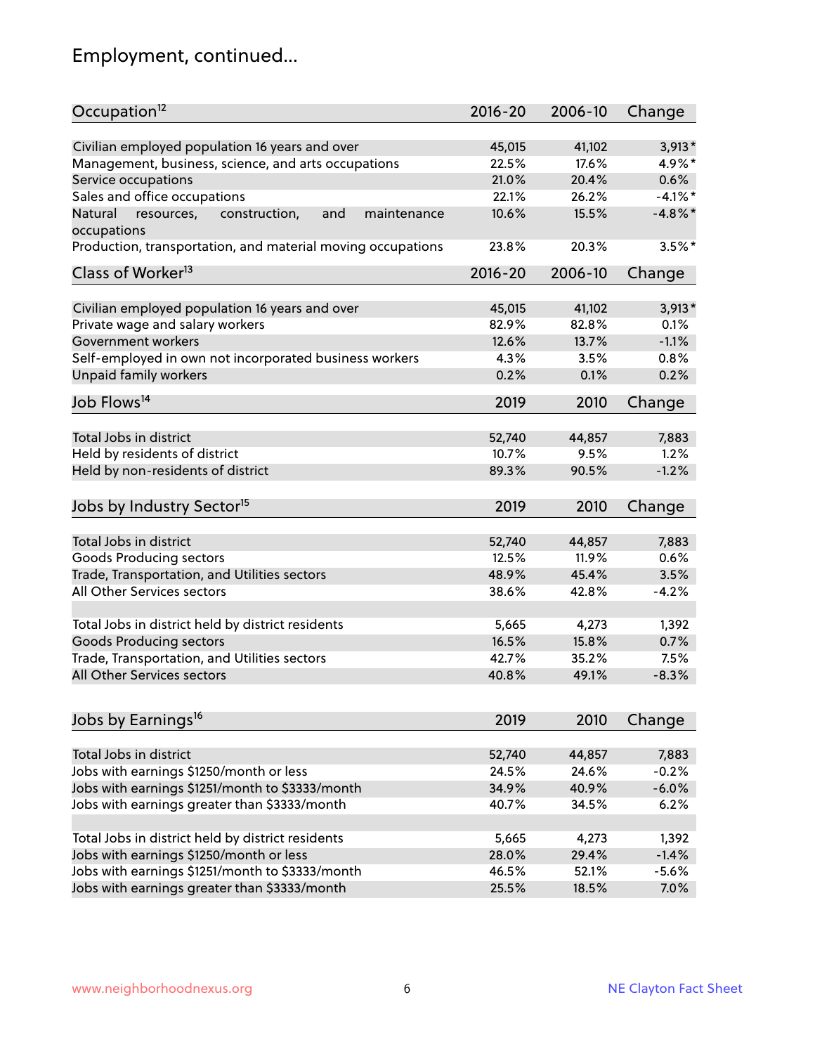# Employment, continued...

| Occupation[12] | 2016-20 | 2006-10 | Change |
|---|---|---|---|
| Civilian employed population 16 years and over | 45,015 | 41,102 | 3,913* |
| Management, business, science, and arts occupations | 22.5% | 17.6% | 4.9%* |
| Service occupations | 21.0% | 20.4% | 0.6% |
| Sales and office occupations | 22.1% | 26.2% | -4.1%* |
| Natural resources, construction, and maintenance occupations | 10.6% | 15.5% | -4.8%* |
| Production, transportation, and material moving occupations | 23.8% | 20.3% | 3.5%* |

| Class of Worker[13] | 2016-20 | 2006-10 | Change |
|---|---|---|---|
| Civilian employed population 16 years and over | 45,015 | 41,102 | 3,913* |
| Private wage and salary workers | 82.9% | 82.8% | 0.1% |
| Government workers | 12.6% | 13.7% | -1.1% |
| Self-employed in own not incorporated business workers | 4.3% | 3.5% | 0.8% |
| Unpaid family workers | 0.2% | 0.1% | 0.2% |

| Job Flows[14] | 2019 | 2010 | Change |
|---|---|---|---|
| Total Jobs in district | 52,740 | 44,857 | 7,883 |
| Held by residents of district | 10.7% | 9.5% | 1.2% |
| Held by non-residents of district | 89.3% | 90.5% | -1.2% |

| Jobs by Industry Sector[15] | 2019 | 2010 | Change |
|---|---|---|---|
| Total Jobs in district | 52,740 | 44,857 | 7,883 |
| Goods Producing sectors | 12.5% | 11.9% | 0.6% |
| Trade, Transportation, and Utilities sectors | 48.9% | 45.4% | 3.5% |
| All Other Services sectors | 38.6% | 42.8% | -4.2% |
| | | | |
| Total Jobs in district held by district residents | 5,665 | 4,273 | 1,392 |
| Goods Producing sectors | 16.5% | 15.8% | 0.7% |
| Trade, Transportation, and Utilities sectors | 42.7% | 35.2% | 7.5% |
| All Other Services sectors | 40.8% | 49.1% | -8.3% |

| Jobs by Earnings[16] | 2019 | 2010 | Change |
|---|---|---|---|
| Total Jobs in district | 52,740 | 44,857 | 7,883 |
| Jobs with earnings $1250/month or less | 24.5% | 24.6% | -0.2% |
| Jobs with earnings $1251/month to $3333/month | 34.9% | 40.9% | -6.0% |
| Jobs with earnings greater than $3333/month | 40.7% | 34.5% | 6.2% |
| | | | |
| Total Jobs in district held by district residents | 5,665 | 4,273 | 1,392 |
| Jobs with earnings $1250/month or less | 28.0% | 29.4% | -1.4% |
| Jobs with earnings $1251/month to $3333/month | 46.5% | 52.1% | -5.6% |
| Jobs with earnings greater than $3333/month | 25.5% | 18.5% | 7.0% |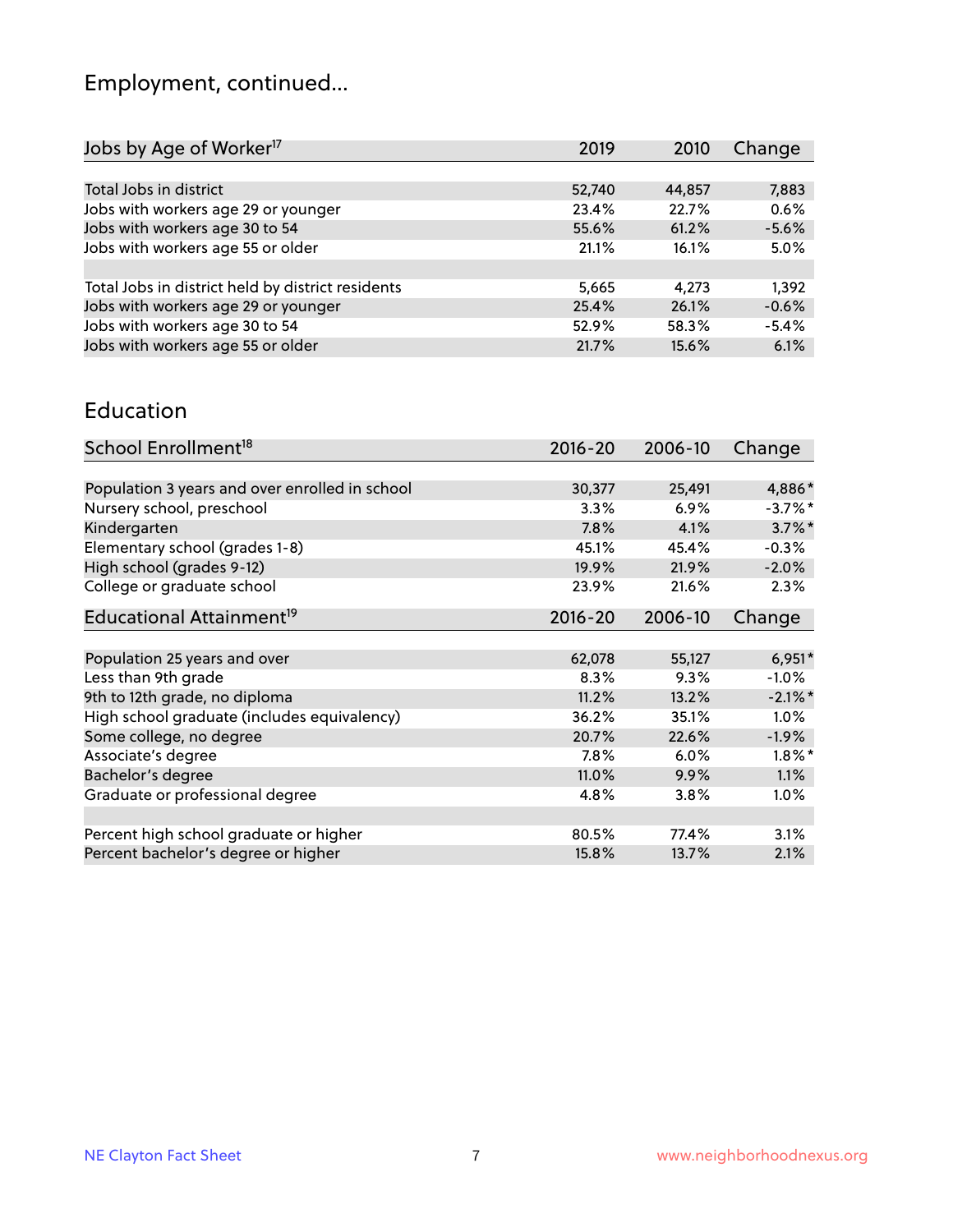# Employment, continued...

| Jobs by Age of Worker[17] | 2019 | 2010 | Change |
|---|---|---|---|
| Total Jobs in district | 52,740 | 44,857 | 7,883 |
| Jobs with workers age 29 or younger | 23.4% | 22.7% | 0.6% |
| Jobs with workers age 30 to 54 | 55.6% | 61.2% | -5.6% |
| Jobs with workers age 55 or older | 21.1% | 16.1% | 5.0% |
| | | | |
| Total Jobs in district held by district residents | 5,665 | 4,273 | 1,392 |
| Jobs with workers age 29 or younger | 25.4% | 26.1% | -0.6% |
| Jobs with workers age 30 to 54 | 52.9% | 58.3% | -5.4% |
| Jobs with workers age 55 or older | 21.7% | 15.6% | 6.1% |

## Education

| School Enrollment[18] | 2016-20 | 2006-10 | Change |
|---|---|---|---|
| Population 3 years and over enrolled in school | 30,377 | 25,491 | 4,886* |
| Nursery school, preschool | 3.3% | 6.9% | -3.7%* |
| Kindergarten | 7.8% | 4.1% | 3.7%* |
| Elementary school (grades 1-8) | 45.1% | 45.4% | -0.3% |
| High school (grades 9-12) | 19.9% | 21.9% | -2.0% |
| College or graduate school | 23.9% | 21.6% | 2.3% |

| Educational Attainment[19] | 2016-20 | 2006-10 | Change |
|---|---|---|---|
| Population 25 years and over | 62,078 | 55,127 | 6,951* |
| Less than 9th grade | 8.3% | 9.3% | -1.0% |
| 9th to 12th grade, no diploma | 11.2% | 13.2% | -2.1%* |
| High school graduate (includes equivalency) | 36.2% | 35.1% | 1.0% |
| Some college, no degree | 20.7% | 22.6% | -1.9% |
| Associate's degree | 7.8% | 6.0% | 1.8%* |
| Bachelor's degree | 11.0% | 9.9% | 1.1% |
| Graduate or professional degree | 4.8% | 3.8% | 1.0% |
| | | | |
| Percent high school graduate or higher | 80.5% | 77.4% | 3.1% |
| Percent bachelor's degree or higher | 15.8% | 13.7% | 2.1% |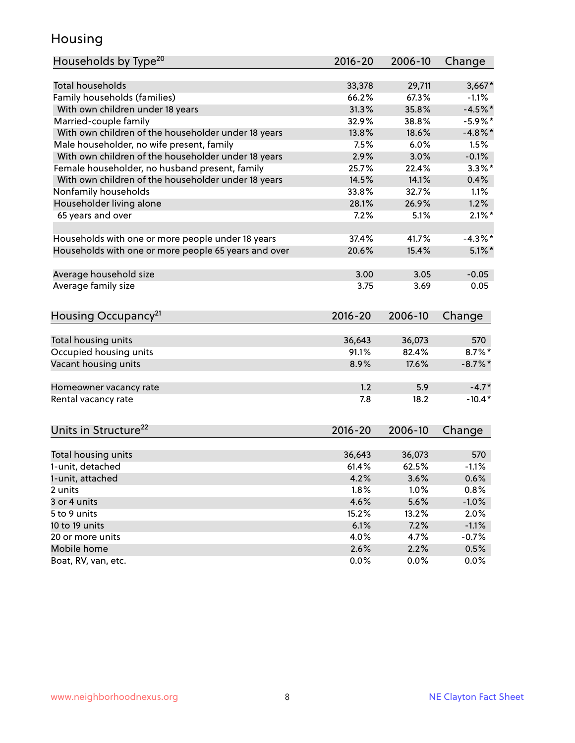# Housing

| Households by Type[20] | 2016-20 | 2006-10 | Change |
|---|---|---|---|
| Total households | 33,378 | 29,711 | 3,667* |
| Family households (families) | 66.2% | 67.3% | -1.1% |
| With own children under 18 years | 31.3% | 35.8% | -4.5%* |
| Married-couple family | 32.9% | 38.8% | -5.9%* |
| With own children of the householder under 18 years | 13.8% | 18.6% | -4.8%* |
| Male householder, no wife present, family | 7.5% | 6.0% | 1.5% |
| With own children of the householder under 18 years | 2.9% | 3.0% | -0.1% |
| Female householder, no husband present, family | 25.7% | 22.4% | 3.3%* |
| With own children of the householder under 18 years | 14.5% | 14.1% | 0.4% |
| Nonfamily households | 33.8% | 32.7% | 1.1% |
| Householder living alone | 28.1% | 26.9% | 1.2% |
| 65 years and over | 7.2% | 5.1% | 2.1%* |
| | | | |
| Households with one or more people under 18 years | 37.4% | 41.7% | -4.3%* |
| Households with one or more people 65 years and over | 20.6% | 15.4% | 5.1%* |
| | | | |
| Average household size | 3.00 | 3.05 | -0.05 |
| Average family size | 3.75 | 3.69 | 0.05 |

| Housing Occupancy[21] | 2016-20 | 2006-10 | Change |
|---|---|---|---|
| Total housing units | 36,643 | 36,073 | 570 |
| Occupied housing units | 91.1% | 82.4% | 8.7%* |
| Vacant housing units | 8.9% | 17.6% | -8.7%* |
| | | | |
| Homeowner vacancy rate | 1.2 | 5.9 | -4.7* |
| Rental vacancy rate | 7.8 | 18.2 | -10.4* |

| Units in Structure[22] | 2016-20 | 2006-10 | Change |
|---|---|---|---|
| Total housing units | 36,643 | 36,073 | 570 |
| 1-unit, detached | 61.4% | 62.5% | -1.1% |
| 1-unit, attached | 4.2% | 3.6% | 0.6% |
| 2 units | 1.8% | 1.0% | 0.8% |
| 3 or 4 units | 4.6% | 5.6% | -1.0% |
| 5 to 9 units | 15.2% | 13.2% | 2.0% |
| 10 to 19 units | 6.1% | 7.2% | -1.1% |
| 20 or more units | 4.0% | 4.7% | -0.7% |
| Mobile home | 2.6% | 2.2% | 0.5% |
| Boat, RV, van, etc. | 0.0% | 0.0% | 0.0% |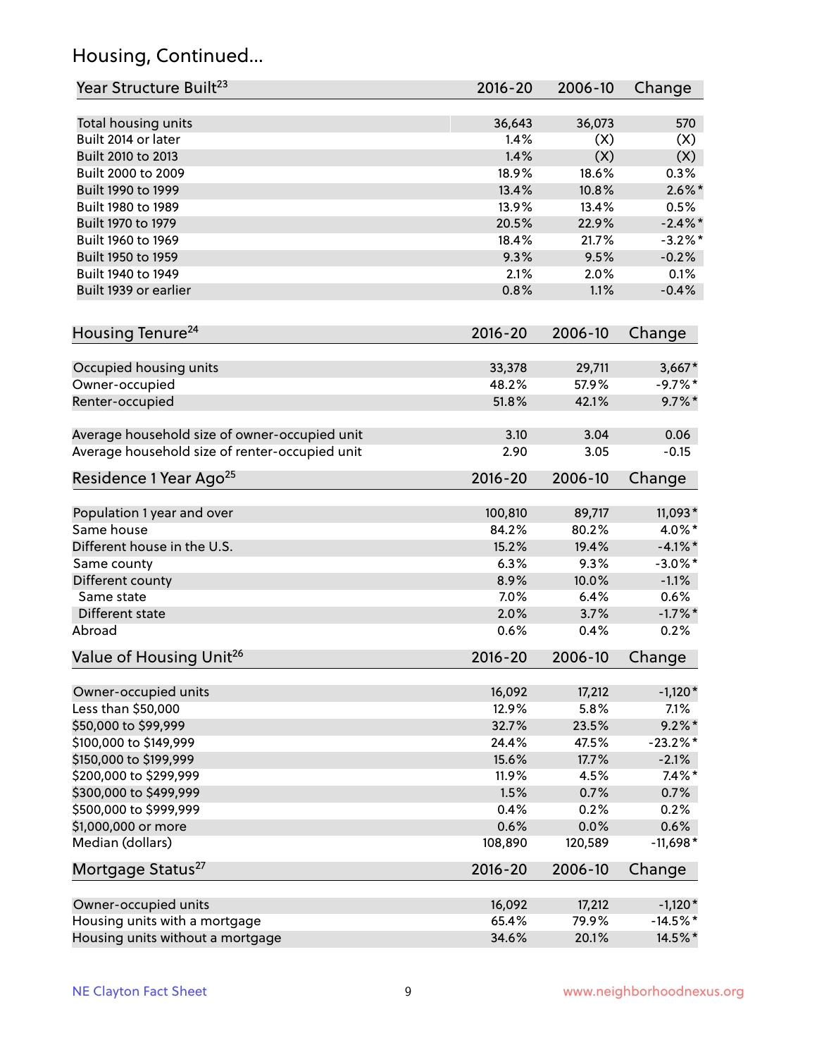## Housing, Continued...

| Year Structure Built[23] | 2016-20 | 2006-10 | Change |
|---|---|---|---|
| Total housing units | 36,643 | 36,073 | 570 |
| Built 2014 or later | 1.4% | (X) | (X) |
| Built 2010 to 2013 | 1.4% | (X) | (X) |
| Built 2000 to 2009 | 18.9% | 18.6% | 0.3% |
| Built 1990 to 1999 | 13.4% | 10.8% | 2.6%* |
| Built 1980 to 1989 | 13.9% | 13.4% | 0.5% |
| Built 1970 to 1979 | 20.5% | 22.9% | -2.4%* |
| Built 1960 to 1969 | 18.4% | 21.7% | -3.2%* |
| Built 1950 to 1959 | 9.3% | 9.5% | -0.2% |
| Built 1940 to 1949 | 2.1% | 2.0% | 0.1% |
| Built 1939 or earlier | 0.8% | 1.1% | -0.4% |

| Housing Tenure[24] | 2016-20 | 2006-10 | Change |
|---|---|---|---|
| Occupied housing units | 33,378 | 29,711 | 3,667* |
| Owner-occupied | 48.2% | 57.9% | -9.7%* |
| Renter-occupied | 51.8% | 42.1% | 9.7%* |
| Average household size of owner-occupied unit | 3.10 | 3.04 | 0.06 |
| Average household size of renter-occupied unit | 2.90 | 3.05 | -0.15 |

| Residence 1 Year Ago[25] | 2016-20 | 2006-10 | Change |
|---|---|---|---|
| Population 1 year and over | 100,810 | 89,717 | 11,093* |
| Same house | 84.2% | 80.2% | 4.0%* |
| Different house in the U.S. | 15.2% | 19.4% | -4.1%* |
| Same county | 6.3% | 9.3% | -3.0%* |
| Different county | 8.9% | 10.0% | -1.1% |
| Same state | 7.0% | 6.4% | 0.6% |
| Different state | 2.0% | 3.7% | -1.7%* |
| Abroad | 0.6% | 0.4% | 0.2% |

| Value of Housing Unit[26] | 2016-20 | 2006-10 | Change |
|---|---|---|---|
| Owner-occupied units | 16,092 | 17,212 | -1,120* |
| Less than $50,000 | 12.9% | 5.8% | 7.1% |
| $50,000 to $99,999 | 32.7% | 23.5% | 9.2%* |
| $100,000 to $149,999 | 24.4% | 47.5% | -23.2%* |
| $150,000 to $199,999 | 15.6% | 17.7% | -2.1% |
| $200,000 to $299,999 | 11.9% | 4.5% | 7.4%* |
| $300,000 to $499,999 | 1.5% | 0.7% | 0.7% |
| $500,000 to $999,999 | 0.4% | 0.2% | 0.2% |
| $1,000,000 or more | 0.6% | 0.0% | 0.6% |
| Median (dollars) | 108,890 | 120,589 | -11,698* |

| Mortgage Status[27] | 2016-20 | 2006-10 | Change |
|---|---|---|---|
| Owner-occupied units | 16,092 | 17,212 | -1,120* |
| Housing units with a mortgage | 65.4% | 79.9% | -14.5%* |
| Housing units without a mortgage | 34.6% | 20.1% | 14.5%* |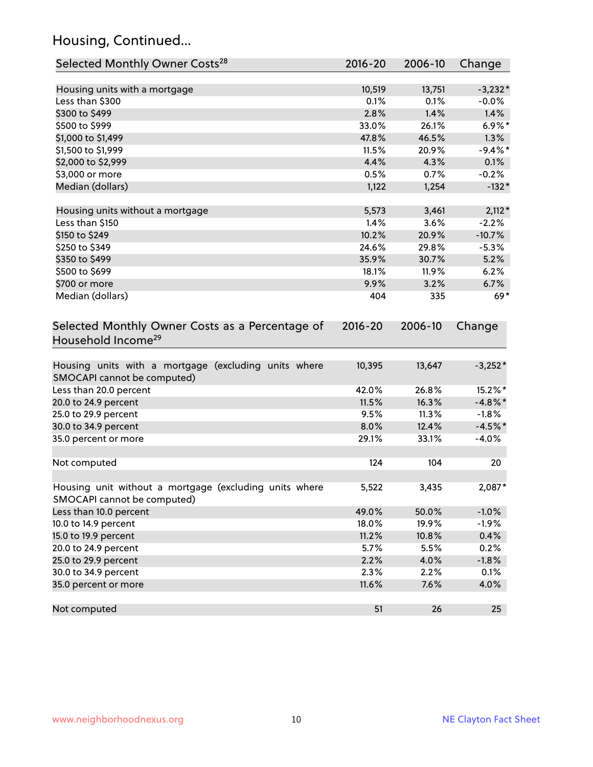## Housing, Continued...

| Selected Monthly Owner Costs[28] | 2016-20 | 2006-10 | Change |
|---|---|---|---|
| Housing units with a mortgage | 10,519 | 13,751 | -3,232* |
| Less than $300 | 0.1% | 0.1% | -0.0% |
| $300 to $499 | 2.8% | 1.4% | 1.4% |
| $500 to $999 | 33.0% | 26.1% | 6.9%* |
| $1,000 to $1,499 | 47.8% | 46.5% | 1.3% |
| $1,500 to $1,999 | 11.5% | 20.9% | -9.4%* |
| $2,000 to $2,999 | 4.4% | 4.3% | 0.1% |
| $3,000 or more | 0.5% | 0.7% | -0.2% |
| Median (dollars) | 1,122 | 1,254 | -132* |
| | | | |
| Housing units without a mortgage | 5,573 | 3,461 | 2,112* |
| Less than $150 | 1.4% | 3.6% | -2.2% |
| $150 to $249 | 10.2% | 20.9% | -10.7% |
| $250 to $349 | 24.6% | 29.8% | -5.3% |
| $350 to $499 | 35.9% | 30.7% | 5.2% |
| $500 to $699 | 18.1% | 11.9% | 6.2% |
| $700 or more | 9.9% | 3.2% | 6.7% |
| Median (dollars) | 404 | 335 | 69* |

| Selected Monthly Owner Costs as a Percentage of Household Income[29] | 2016-20 | 2006-10 | Change |
|---|---|---|---|
| Housing units with a mortgage (excluding units where SMOCAPI cannot be computed) | 10,395 | 13,647 | -3,252* |
| Less than 20.0 percent | 42.0% | 26.8% | 15.2%* |
| 20.0 to 24.9 percent | 11.5% | 16.3% | -4.8%* |
| 25.0 to 29.9 percent | 9.5% | 11.3% | -1.8% |
| 30.0 to 34.9 percent | 8.0% | 12.4% | -4.5%* |
| 35.0 percent or more | 29.1% | 33.1% | -4.0% |
| | | | |
| Not computed | 124 | 104 | 20 |
| | | | |
| Housing unit without a mortgage (excluding units where SMOCAPI cannot be computed) | 5,522 | 3,435 | 2,087* |
| Less than 10.0 percent | 49.0% | 50.0% | -1.0% |
| 10.0 to 14.9 percent | 18.0% | 19.9% | -1.9% |
| 15.0 to 19.9 percent | 11.2% | 10.8% | 0.4% |
| 20.0 to 24.9 percent | 5.7% | 5.5% | 0.2% |
| 25.0 to 29.9 percent | 2.2% | 4.0% | -1.8% |
| 30.0 to 34.9 percent | 2.3% | 2.2% | 0.1% |
| 35.0 percent or more | 11.6% | 7.6% | 4.0% |
| | | | |
| Not computed | 51 | 26 | 25 |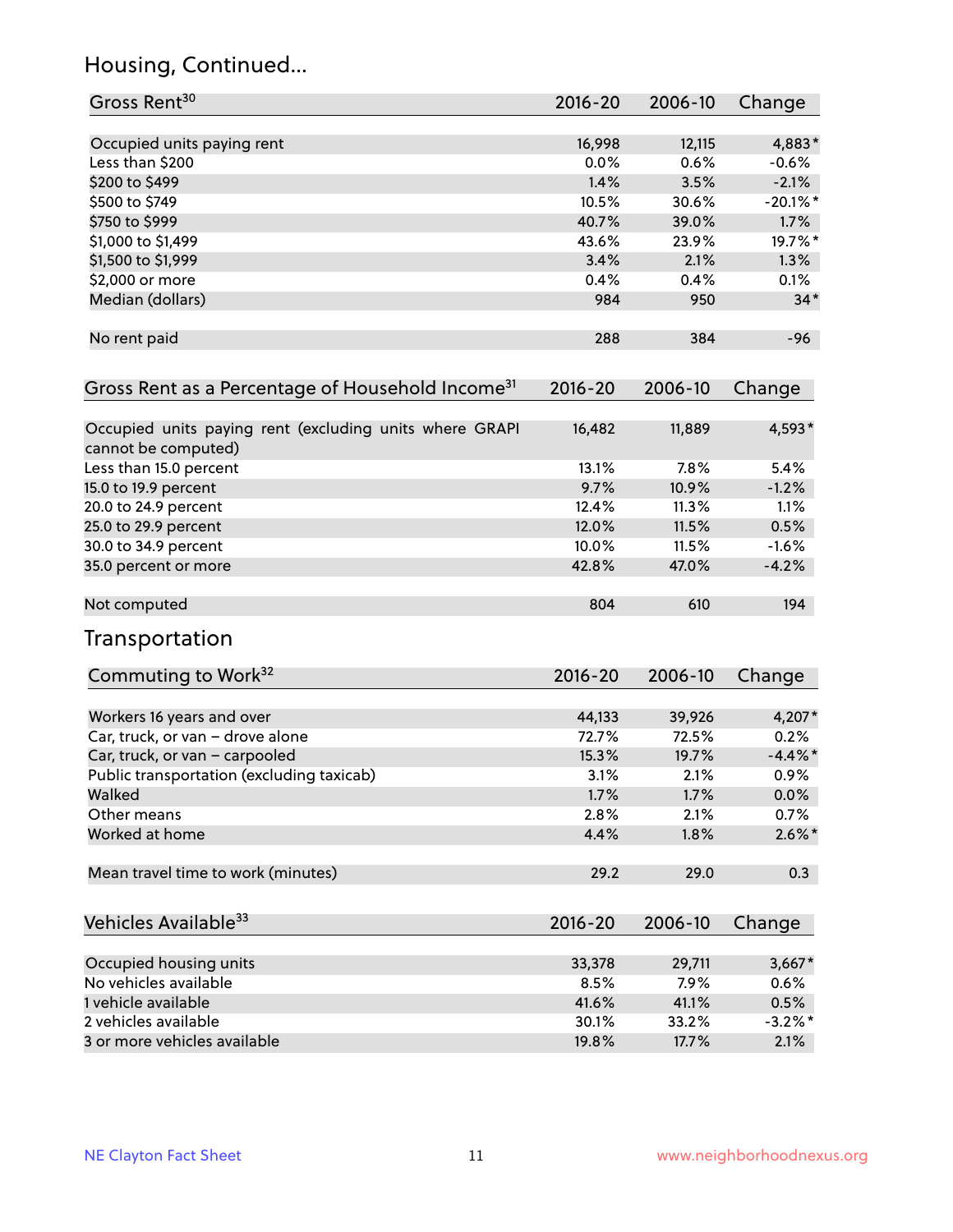## Housing, Continued...

| Gross Rent[30] | 2016-20 | 2006-10 | Change |
|---|---|---|---|
| Occupied units paying rent | 16,998 | 12,115 | 4,883* |
| Less than $200 | 0.0% | 0.6% | -0.6% |
| $200 to $499 | 1.4% | 3.5% | -2.1% |
| $500 to $749 | 10.5% | 30.6% | -20.1%* |
| $750 to $999 | 40.7% | 39.0% | 1.7% |
| $1,000 to $1,499 | 43.6% | 23.9% | 19.7%* |
| $1,500 to $1,999 | 3.4% | 2.1% | 1.3% |
| $2,000 or more | 0.4% | 0.4% | 0.1% |
| Median (dollars) | 984 | 950 | 34* |
| No rent paid | 288 | 384 | -96 |

| Gross Rent as a Percentage of Household Income[31] | 2016-20 | 2006-10 | Change |
|---|---|---|---|
| Occupied units paying rent (excluding units where GRAPI cannot be computed) | 16,482 | 11,889 | 4,593* |
| Less than 15.0 percent | 13.1% | 7.8% | 5.4% |
| 15.0 to 19.9 percent | 9.7% | 10.9% | -1.2% |
| 20.0 to 24.9 percent | 12.4% | 11.3% | 1.1% |
| 25.0 to 29.9 percent | 12.0% | 11.5% | 0.5% |
| 30.0 to 34.9 percent | 10.0% | 11.5% | -1.6% |
| 35.0 percent or more | 42.8% | 47.0% | -4.2% |
| Not computed | 804 | 610 | 194 |

## Transportation

| Commuting to Work[32] | 2016-20 | 2006-10 | Change |
|---|---|---|---|
| Workers 16 years and over | 44,133 | 39,926 | 4,207* |
| Car, truck, or van – drove alone | 72.7% | 72.5% | 0.2% |
| Car, truck, or van – carpooled | 15.3% | 19.7% | -4.4%* |
| Public transportation (excluding taxicab) | 3.1% | 2.1% | 0.9% |
| Walked | 1.7% | 1.7% | 0.0% |
| Other means | 2.8% | 2.1% | 0.7% |
| Worked at home | 4.4% | 1.8% | 2.6%* |
| Mean travel time to work (minutes) | 29.2 | 29.0 | 0.3 |

| Vehicles Available[33] | 2016-20 | 2006-10 | Change |
|---|---|---|---|
| Occupied housing units | 33,378 | 29,711 | 3,667* |
| No vehicles available | 8.5% | 7.9% | 0.6% |
| 1 vehicle available | 41.6% | 41.1% | 0.5% |
| 2 vehicles available | 30.1% | 33.2% | -3.2%* |
| 3 or more vehicles available | 19.8% | 17.7% | 2.1% |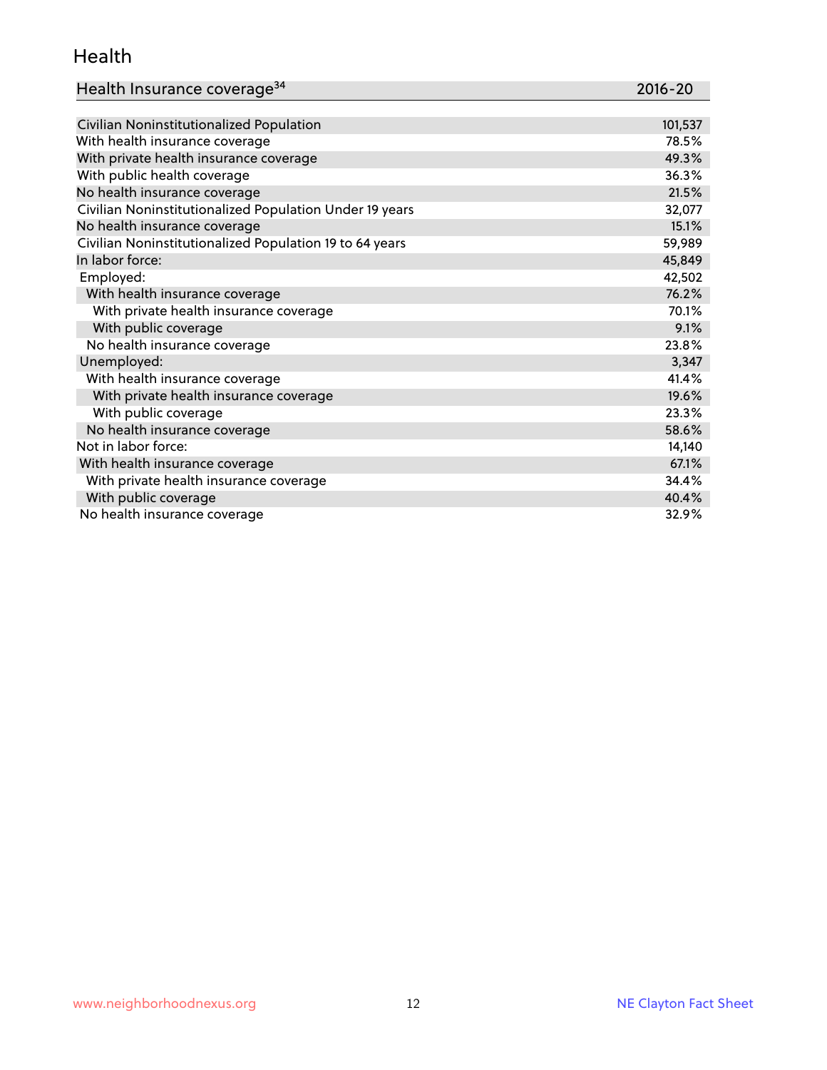## Health

| Health Insurance coverage[34] | 2016-20 |
|---|---|
| Civilian Noninstitutionalized Population | 101,537 |
| With health insurance coverage | 78.5% |
| With private health insurance coverage | 49.3% |
| With public health coverage | 36.3% |
| No health insurance coverage | 21.5% |
| Civilian Noninstitutionalized Population Under 19 years | 32,077 |
| No health insurance coverage | 15.1% |
| Civilian Noninstitutionalized Population 19 to 64 years | 59,989 |
| In labor force: | 45,849 |
| Employed: | 42,502 |
| With health insurance coverage | 76.2% |
| With private health insurance coverage | 70.1% |
| With public coverage | 9.1% |
| No health insurance coverage | 23.8% |
| Unemployed: | 3,347 |
| With health insurance coverage | 41.4% |
| With private health insurance coverage | 19.6% |
| With public coverage | 23.3% |
| No health insurance coverage | 58.6% |
| Not in labor force: | 14,140 |
| With health insurance coverage | 67.1% |
| With private health insurance coverage | 34.4% |
| With public coverage | 40.4% |
| No health insurance coverage | 32.9% |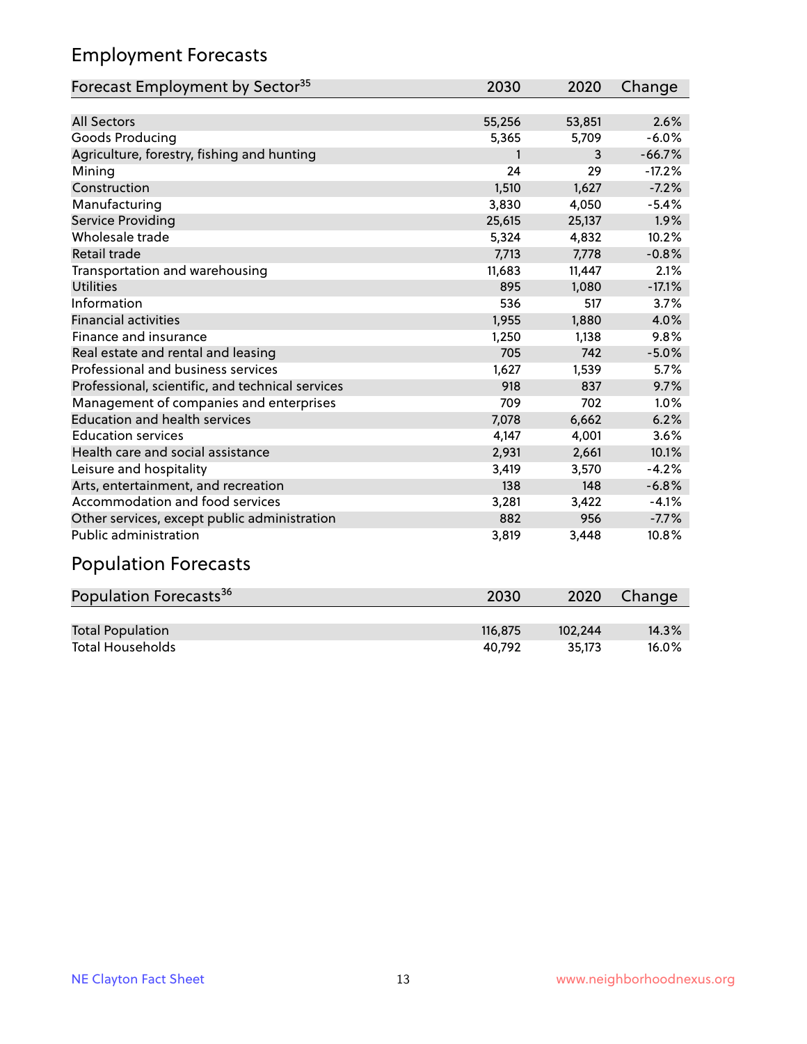## Employment Forecasts

| Forecast Employment by Sector[35] | 2030 | 2020 | Change |
|---|---|---|---|
| All Sectors | 55,256 | 53,851 | 2.6% |
| Goods Producing | 5,365 | 5,709 | -6.0% |
| Agriculture, forestry, fishing and hunting | 1 | 3 | -66.7% |
| Mining | 24 | 29 | -17.2% |
| Construction | 1,510 | 1,627 | -7.2% |
| Manufacturing | 3,830 | 4,050 | -5.4% |
| Service Providing | 25,615 | 25,137 | 1.9% |
| Wholesale trade | 5,324 | 4,832 | 10.2% |
| Retail trade | 7,713 | 7,778 | -0.8% |
| Transportation and warehousing | 11,683 | 11,447 | 2.1% |
| Utilities | 895 | 1,080 | -17.1% |
| Information | 536 | 517 | 3.7% |
| Financial activities | 1,955 | 1,880 | 4.0% |
| Finance and insurance | 1,250 | 1,138 | 9.8% |
| Real estate and rental and leasing | 705 | 742 | -5.0% |
| Professional and business services | 1,627 | 1,539 | 5.7% |
| Professional, scientific, and technical services | 918 | 837 | 9.7% |
| Management of companies and enterprises | 709 | 702 | 1.0% |
| Education and health services | 7,078 | 6,662 | 6.2% |
| Education services | 4,147 | 4,001 | 3.6% |
| Health care and social assistance | 2,931 | 2,661 | 10.1% |
| Leisure and hospitality | 3,419 | 3,570 | -4.2% |
| Arts, entertainment, and recreation | 138 | 148 | -6.8% |
| Accommodation and food services | 3,281 | 3,422 | -4.1% |
| Other services, except public administration | 882 | 956 | -7.7% |
| Public administration | 3,819 | 3,448 | 10.8% |

## Population Forecasts

| Population Forecasts[36] | 2030 | 2020 | Change |
|---|---|---|---|
| Total Population | 116,875 | 102,244 | 14.3% |
| Total Households | 40,792 | 35,173 | 16.0% |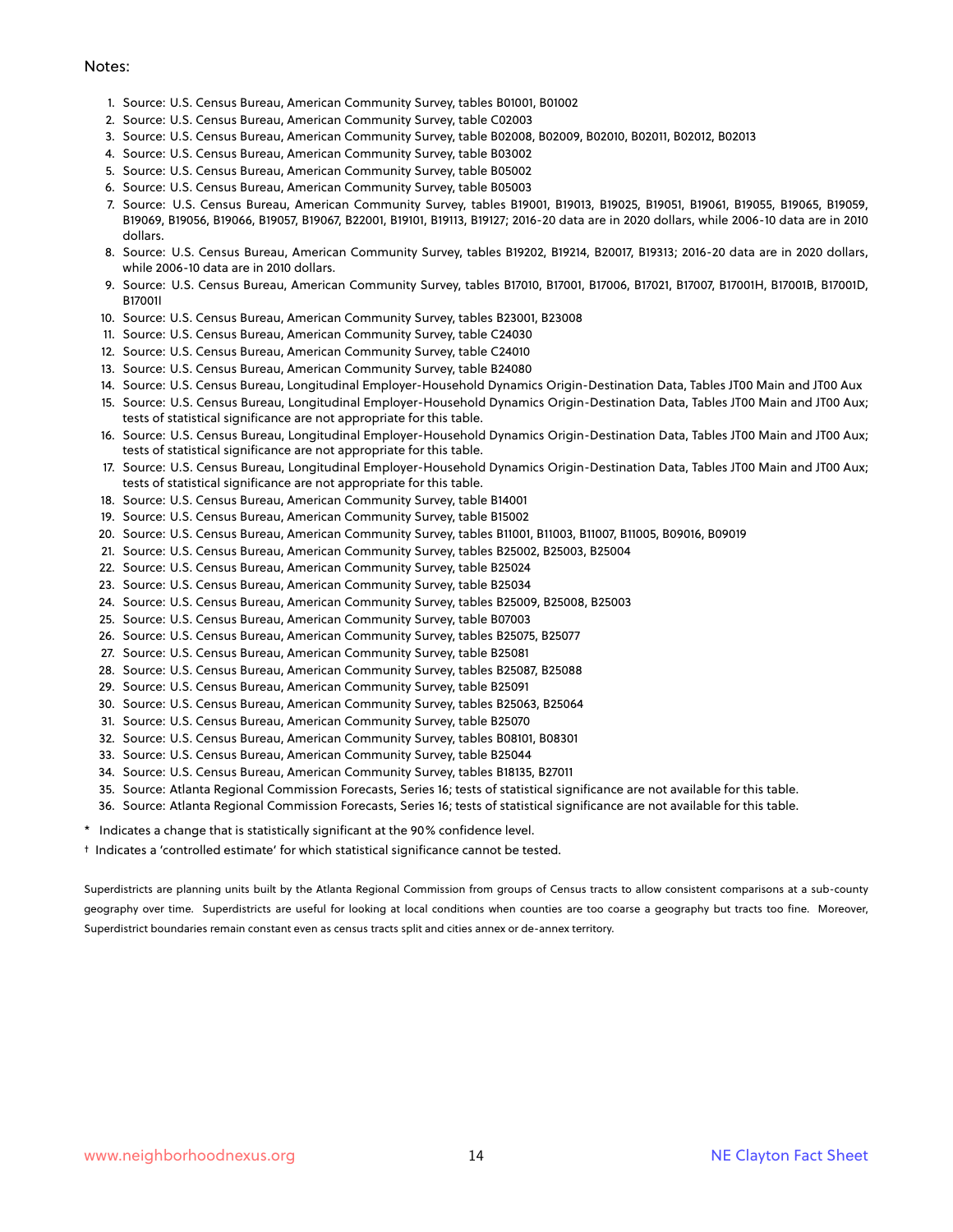Notes:

1. Source: U.S. Census Bureau, American Community Survey, tables B01001, B01002
2. Source: U.S. Census Bureau, American Community Survey, table C02003
3. Source: U.S. Census Bureau, American Community Survey, table B02008, B02009, B02010, B02011, B02012, B02013
4. Source: U.S. Census Bureau, American Community Survey, table B03002
5. Source: U.S. Census Bureau, American Community Survey, table B05002
6. Source: U.S. Census Bureau, American Community Survey, table B05003
7. Source: U.S. Census Bureau, American Community Survey, tables B19001, B19013, B19025, B19051, B19061, B19055, B19065, B19059, B19069, B19056, B19066, B19057, B19067, B22001, B19101, B19113, B19127; 2016-20 data are in 2020 dollars, while 2006-10 data are in 2010 dollars.
8. Source: U.S. Census Bureau, American Community Survey, tables B19202, B19214, B20017, B19313; 2016-20 data are in 2020 dollars, while 2006-10 data are in 2010 dollars.
9. Source: U.S. Census Bureau, American Community Survey, tables B17010, B17001, B17006, B17021, B17007, B17001H, B17001B, B17001D, B17001I
10. Source: U.S. Census Bureau, American Community Survey, tables B23001, B23008
11. Source: U.S. Census Bureau, American Community Survey, table C24030
12. Source: U.S. Census Bureau, American Community Survey, table C24010
13. Source: U.S. Census Bureau, American Community Survey, table B24080
14. Source: U.S. Census Bureau, Longitudinal Employer-Household Dynamics Origin-Destination Data, Tables JT00 Main and JT00 Aux
15. Source: U.S. Census Bureau, Longitudinal Employer-Household Dynamics Origin-Destination Data, Tables JT00 Main and JT00 Aux; tests of statistical significance are not appropriate for this table.
16. Source: U.S. Census Bureau, Longitudinal Employer-Household Dynamics Origin-Destination Data, Tables JT00 Main and JT00 Aux; tests of statistical significance are not appropriate for this table.
17. Source: U.S. Census Bureau, Longitudinal Employer-Household Dynamics Origin-Destination Data, Tables JT00 Main and JT00 Aux; tests of statistical significance are not appropriate for this table.
18. Source: U.S. Census Bureau, American Community Survey, table B14001
19. Source: U.S. Census Bureau, American Community Survey, table B15002
20. Source: U.S. Census Bureau, American Community Survey, tables B11001, B11003, B11007, B11005, B09016, B09019
21. Source: U.S. Census Bureau, American Community Survey, tables B25002, B25003, B25004
22. Source: U.S. Census Bureau, American Community Survey, table B25024
23. Source: U.S. Census Bureau, American Community Survey, table B25034
24. Source: U.S. Census Bureau, American Community Survey, tables B25009, B25008, B25003
25. Source: U.S. Census Bureau, American Community Survey, table B07003
26. Source: U.S. Census Bureau, American Community Survey, tables B25075, B25077
27. Source: U.S. Census Bureau, American Community Survey, table B25081
28. Source: U.S. Census Bureau, American Community Survey, tables B25087, B25088
29. Source: U.S. Census Bureau, American Community Survey, table B25091
30. Source: U.S. Census Bureau, American Community Survey, tables B25063, B25064
31. Source: U.S. Census Bureau, American Community Survey, table B25070
32. Source: U.S. Census Bureau, American Community Survey, tables B08101, B08301
33. Source: U.S. Census Bureau, American Community Survey, table B25044
34. Source: U.S. Census Bureau, American Community Survey, tables B18135, B27011
35. Source: Atlanta Regional Commission Forecasts, Series 16; tests of statistical significance are not available for this table.
36. Source: Atlanta Regional Commission Forecasts, Series 16; tests of statistical significance are not available for this table.

\* Indicates a change that is statistically significant at the 90% confidence level.

† Indicates a 'controlled estimate' for which statistical significance cannot be tested.

Superdistricts are planning units built by the Atlanta Regional Commission from groups of Census tracts to allow consistent comparisons at a sub-county geography over time. Superdistricts are useful for looking at local conditions when counties are too coarse a geography but tracts too fine. Moreover, Superdistrict boundaries remain constant even as census tracts split and cities annex or de-annex territory.